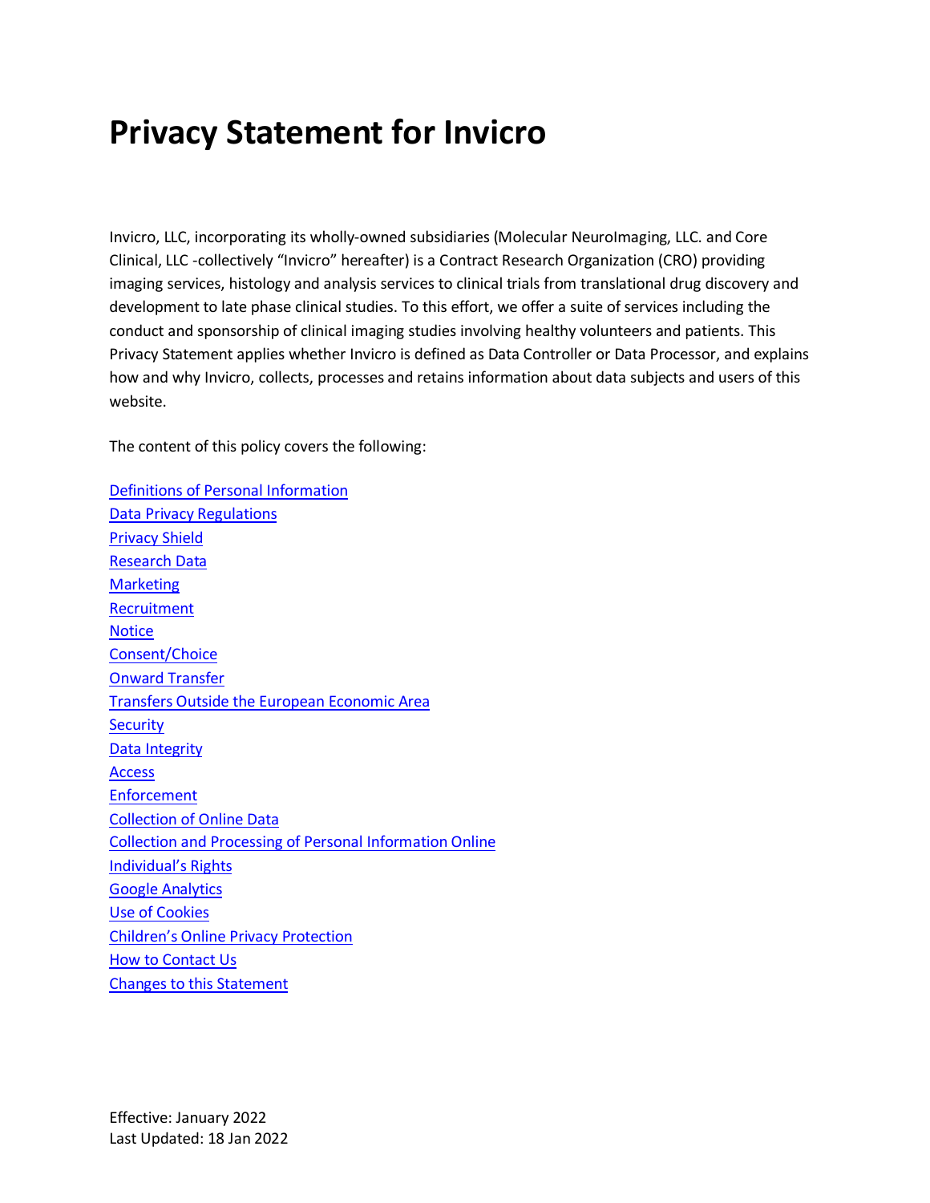# Privacy Statement for Invicro

Invicro, LLC, incorporating its wholly-owned subsidiaries (Molecular NeuroImaging, LLC. and Core Clinical, LLC -collectively “Invicro” hereafter) is a Contract Research Organization (CRO) providing imaging services, histology and analysis services to clinical trials from translational drug discovery and development to late phase clinical studies. To this effort, we offer a suite of services including the conduct and sponsorship of clinical imaging studies involving healthy volunteers and patients. This Privacy Statement applies whether Invicro is defined as Data Controller or Data Processor, and explains how and why Invicro, collects, processes and retains information about data subjects and users of this website.

The content of this policy covers the following:

Definitions of Personal Information
Data Privacy Regulations
Privacy Shield
Research Data
Marketing
Recruitment
Notice
Consent/Choice
Onward Transfer
Transfers Outside the European Economic Area
Security
Data Integrity
Access
Enforcement
Collection of Online Data
Collection and Processing of Personal Information Online
Individual’s Rights
Google Analytics
Use of Cookies
Children’s Online Privacy Protection
How to Contact Us
Changes to this Statement

Effective: January 2022
Last Updated: 18 Jan 2022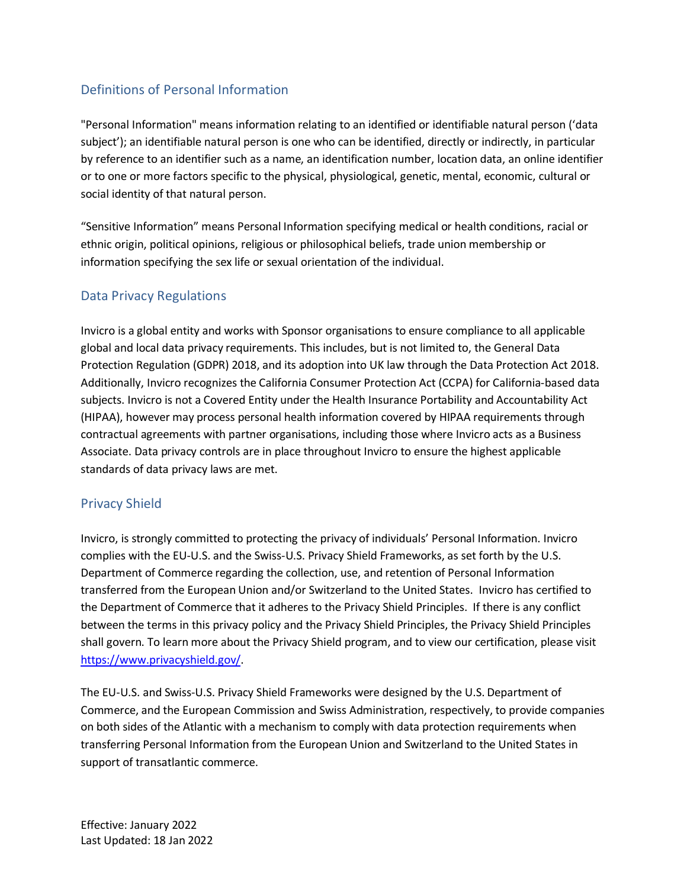## Definitions of Personal Information

"Personal Information" means information relating to an identified or identifiable natural person ('data subject'); an identifiable natural person is one who can be identified, directly or indirectly, in particular by reference to an identifier such as a name, an identification number, location data, an online identifier or to one or more factors specific to the physical, physiological, genetic, mental, economic, cultural or social identity of that natural person.

"Sensitive Information" means Personal Information specifying medical or health conditions, racial or ethnic origin, political opinions, religious or philosophical beliefs, trade union membership or information specifying the sex life or sexual orientation of the individual.

## Data Privacy Regulations

Invicro is a global entity and works with Sponsor organisations to ensure compliance to all applicable global and local data privacy requirements. This includes, but is not limited to, the General Data Protection Regulation (GDPR) 2018, and its adoption into UK law through the Data Protection Act 2018. Additionally, Invicro recognizes the California Consumer Protection Act (CCPA) for California-based data subjects. Invicro is not a Covered Entity under the Health Insurance Portability and Accountability Act (HIPAA), however may process personal health information covered by HIPAA requirements through contractual agreements with partner organisations, including those where Invicro acts as a Business Associate. Data privacy controls are in place throughout Invicro to ensure the highest applicable standards of data privacy laws are met.

## Privacy Shield

Invicro, is strongly committed to protecting the privacy of individuals' Personal Information. Invicro complies with the EU-U.S. and the Swiss-U.S. Privacy Shield Frameworks, as set forth by the U.S. Department of Commerce regarding the collection, use, and retention of Personal Information transferred from the European Union and/or Switzerland to the United States. Invicro has certified to the Department of Commerce that it adheres to the Privacy Shield Principles. If there is any conflict between the terms in this privacy policy and the Privacy Shield Principles, the Privacy Shield Principles shall govern. To learn more about the Privacy Shield program, and to view our certification, please visit https://www.privacyshield.gov/.

The EU-U.S. and Swiss-U.S. Privacy Shield Frameworks were designed by the U.S. Department of Commerce, and the European Commission and Swiss Administration, respectively, to provide companies on both sides of the Atlantic with a mechanism to comply with data protection requirements when transferring Personal Information from the European Union and Switzerland to the United States in support of transatlantic commerce.

Effective: January 2022
Last Updated: 18 Jan 2022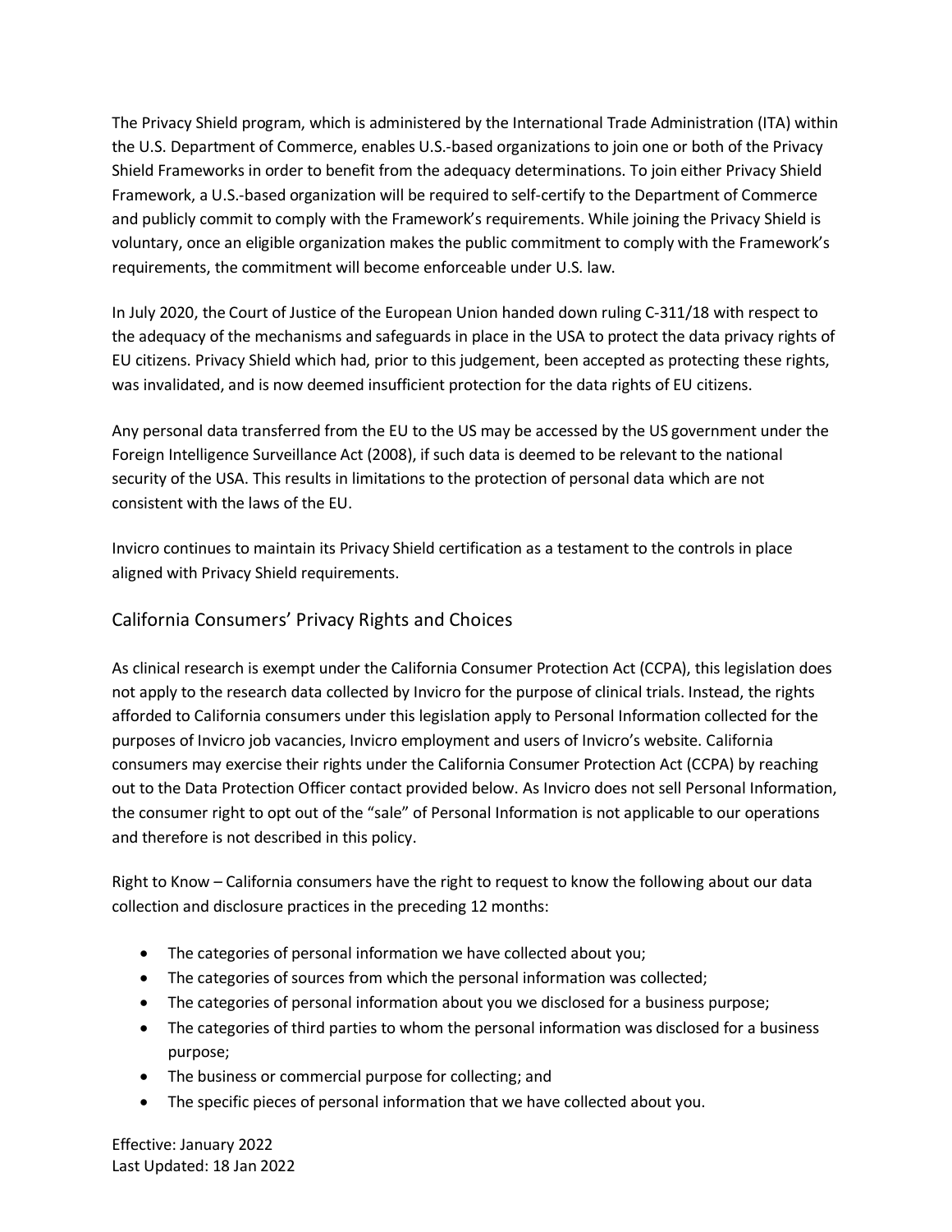The Privacy Shield program, which is administered by the International Trade Administration (ITA) within the U.S. Department of Commerce, enables U.S.-based organizations to join one or both of the Privacy Shield Frameworks in order to benefit from the adequacy determinations. To join either Privacy Shield Framework, a U.S.-based organization will be required to self-certify to the Department of Commerce and publicly commit to comply with the Framework's requirements. While joining the Privacy Shield is voluntary, once an eligible organization makes the public commitment to comply with the Framework's requirements, the commitment will become enforceable under U.S. law.

In July 2020, the Court of Justice of the European Union handed down ruling C-311/18 with respect to the adequacy of the mechanisms and safeguards in place in the USA to protect the data privacy rights of EU citizens. Privacy Shield which had, prior to this judgement, been accepted as protecting these rights, was invalidated, and is now deemed insufficient protection for the data rights of EU citizens.

Any personal data transferred from the EU to the US may be accessed by the US government under the Foreign Intelligence Surveillance Act (2008), if such data is deemed to be relevant to the national security of the USA. This results in limitations to the protection of personal data which are not consistent with the laws of the EU.

Invicro continues to maintain its Privacy Shield certification as a testament to the controls in place aligned with Privacy Shield requirements.

## California Consumers' Privacy Rights and Choices

As clinical research is exempt under the California Consumer Protection Act (CCPA), this legislation does not apply to the research data collected by Invicro for the purpose of clinical trials. Instead, the rights afforded to California consumers under this legislation apply to Personal Information collected for the purposes of Invicro job vacancies, Invicro employment and users of Invicro's website. California consumers may exercise their rights under the California Consumer Protection Act (CCPA) by reaching out to the Data Protection Officer contact provided below. As Invicro does not sell Personal Information, the consumer right to opt out of the "sale" of Personal Information is not applicable to our operations and therefore is not described in this policy.

Right to Know – California consumers have the right to request to know the following about our data collection and disclosure practices in the preceding 12 months:

- The categories of personal information we have collected about you;
- The categories of sources from which the personal information was collected;
- The categories of personal information about you we disclosed for a business purpose;
- The categories of third parties to whom the personal information was disclosed for a business purpose;
- The business or commercial purpose for collecting; and
- The specific pieces of personal information that we have collected about you.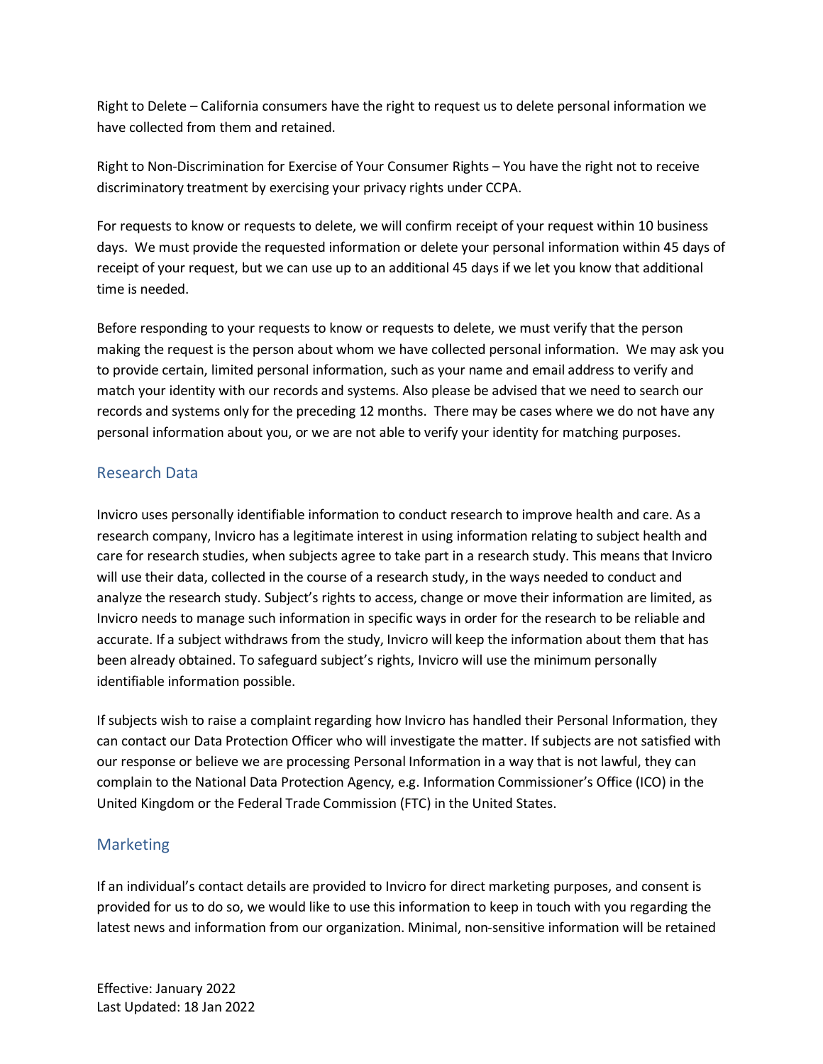Right to Delete – California consumers have the right to request us to delete personal information we have collected from them and retained.

Right to Non-Discrimination for Exercise of Your Consumer Rights – You have the right not to receive discriminatory treatment by exercising your privacy rights under CCPA.

For requests to know or requests to delete, we will confirm receipt of your request within 10 business days. We must provide the requested information or delete your personal information within 45 days of receipt of your request, but we can use up to an additional 45 days if we let you know that additional time is needed.

Before responding to your requests to know or requests to delete, we must verify that the person making the request is the person about whom we have collected personal information. We may ask you to provide certain, limited personal information, such as your name and email address to verify and match your identity with our records and systems. Also please be advised that we need to search our records and systems only for the preceding 12 months. There may be cases where we do not have any personal information about you, or we are not able to verify your identity for matching purposes.

## Research Data

Invicro uses personally identifiable information to conduct research to improve health and care. As a research company, Invicro has a legitimate interest in using information relating to subject health and care for research studies, when subjects agree to take part in a research study. This means that Invicro will use their data, collected in the course of a research study, in the ways needed to conduct and analyze the research study. Subject's rights to access, change or move their information are limited, as Invicro needs to manage such information in specific ways in order for the research to be reliable and accurate. If a subject withdraws from the study, Invicro will keep the information about them that has been already obtained. To safeguard subject's rights, Invicro will use the minimum personally identifiable information possible.

If subjects wish to raise a complaint regarding how Invicro has handled their Personal Information, they can contact our Data Protection Officer who will investigate the matter. If subjects are not satisfied with our response or believe we are processing Personal Information in a way that is not lawful, they can complain to the National Data Protection Agency, e.g. Information Commissioner's Office (ICO) in the United Kingdom or the Federal Trade Commission (FTC) in the United States.

## Marketing

If an individual's contact details are provided to Invicro for direct marketing purposes, and consent is provided for us to do so, we would like to use this information to keep in touch with you regarding the latest news and information from our organization. Minimal, non-sensitive information will be retained

Effective: January 2022
Last Updated: 18 Jan 2022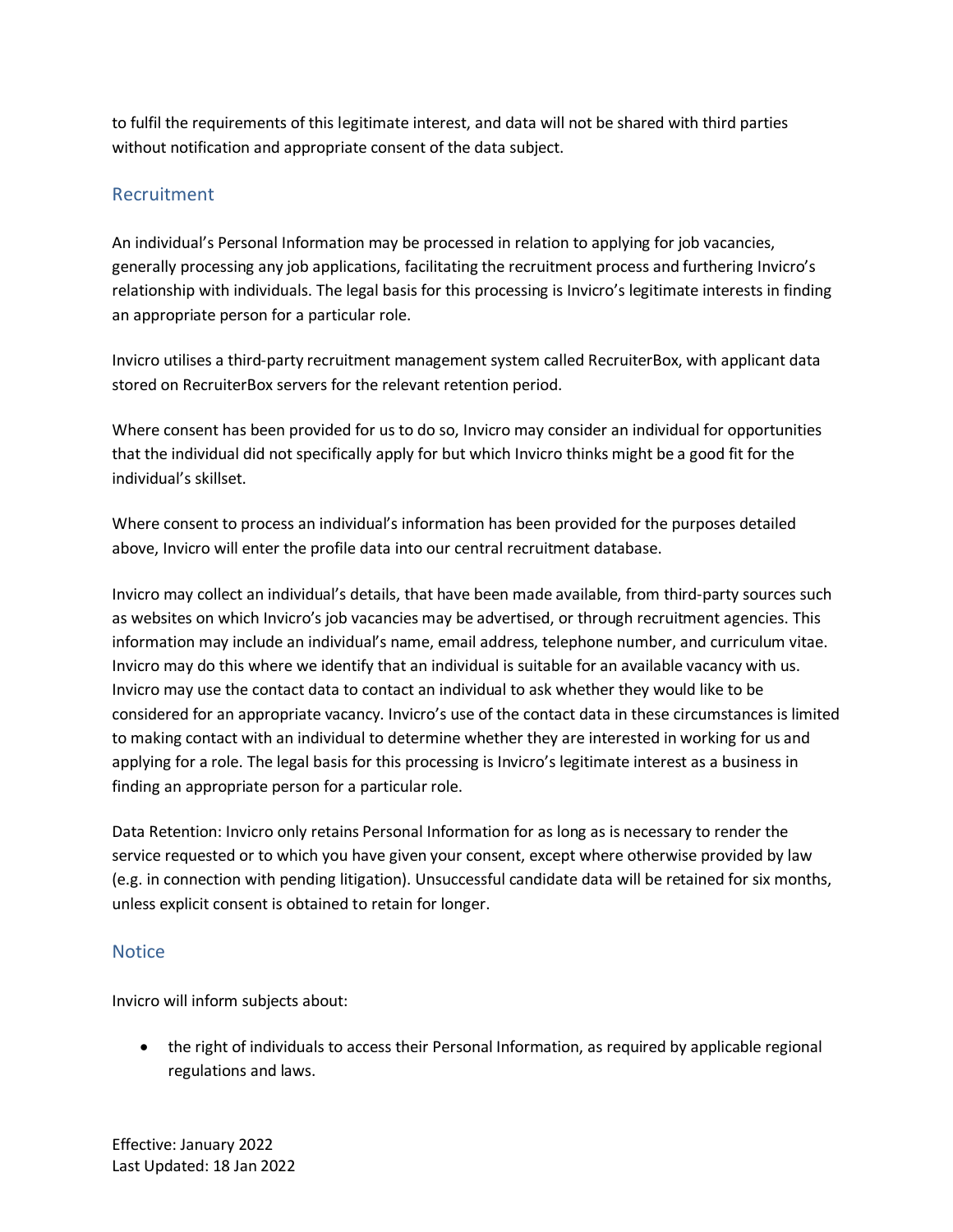to fulfil the requirements of this legitimate interest, and data will not be shared with third parties without notification and appropriate consent of the data subject.

## Recruitment

An individual's Personal Information may be processed in relation to applying for job vacancies, generally processing any job applications, facilitating the recruitment process and furthering Invicro's relationship with individuals. The legal basis for this processing is Invicro's legitimate interests in finding an appropriate person for a particular role.

Invicro utilises a third-party recruitment management system called RecruiterBox, with applicant data stored on RecruiterBox servers for the relevant retention period.

Where consent has been provided for us to do so, Invicro may consider an individual for opportunities that the individual did not specifically apply for but which Invicro thinks might be a good fit for the individual's skillset.

Where consent to process an individual's information has been provided for the purposes detailed above, Invicro will enter the profile data into our central recruitment database.

Invicro may collect an individual's details, that have been made available, from third-party sources such as websites on which Invicro's job vacancies may be advertised, or through recruitment agencies. This information may include an individual's name, email address, telephone number, and curriculum vitae. Invicro may do this where we identify that an individual is suitable for an available vacancy with us. Invicro may use the contact data to contact an individual to ask whether they would like to be considered for an appropriate vacancy. Invicro's use of the contact data in these circumstances is limited to making contact with an individual to determine whether they are interested in working for us and applying for a role. The legal basis for this processing is Invicro's legitimate interest as a business in finding an appropriate person for a particular role.

Data Retention: Invicro only retains Personal Information for as long as is necessary to render the service requested or to which you have given your consent, except where otherwise provided by law (e.g. in connection with pending litigation). Unsuccessful candidate data will be retained for six months, unless explicit consent is obtained to retain for longer.

## Notice

Invicro will inform subjects about:

- the right of individuals to access their Personal Information, as required by applicable regional regulations and laws.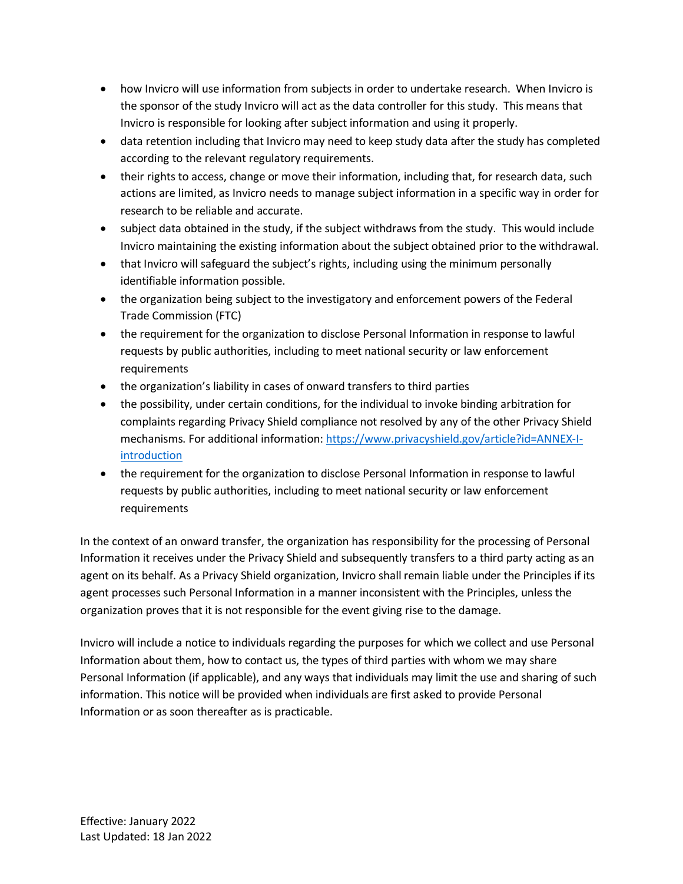- how Invicro will use information from subjects in order to undertake research. When Invicro is the sponsor of the study Invicro will act as the data controller for this study. This means that Invicro is responsible for looking after subject information and using it properly.
- data retention including that Invicro may need to keep study data after the study has completed according to the relevant regulatory requirements.
- their rights to access, change or move their information, including that, for research data, such actions are limited, as Invicro needs to manage subject information in a specific way in order for research to be reliable and accurate.
- subject data obtained in the study, if the subject withdraws from the study. This would include Invicro maintaining the existing information about the subject obtained prior to the withdrawal.
- that Invicro will safeguard the subject's rights, including using the minimum personally identifiable information possible.
- the organization being subject to the investigatory and enforcement powers of the Federal Trade Commission (FTC)
- the requirement for the organization to disclose Personal Information in response to lawful requests by public authorities, including to meet national security or law enforcement requirements
- the organization's liability in cases of onward transfers to third parties
- the possibility, under certain conditions, for the individual to invoke binding arbitration for complaints regarding Privacy Shield compliance not resolved by any of the other Privacy Shield mechanisms. For additional information: [https://www.privacyshield.gov/article?id=ANNEX-I-introduction](https://www.privacyshield.gov/article?id=ANNEX-I-introduction)
- the requirement for the organization to disclose Personal Information in response to lawful requests by public authorities, including to meet national security or law enforcement requirements

In the context of an onward transfer, the organization has responsibility for the processing of Personal Information it receives under the Privacy Shield and subsequently transfers to a third party acting as an agent on its behalf. As a Privacy Shield organization, Invicro shall remain liable under the Principles if its agent processes such Personal Information in a manner inconsistent with the Principles, unless the organization proves that it is not responsible for the event giving rise to the damage.

Invicro will include a notice to individuals regarding the purposes for which we collect and use Personal Information about them, how to contact us, the types of third parties with whom we may share Personal Information (if applicable), and any ways that individuals may limit the use and sharing of such information. This notice will be provided when individuals are first asked to provide Personal Information or as soon thereafter as is practicable.

Effective: January 2022
Last Updated: 18 Jan 2022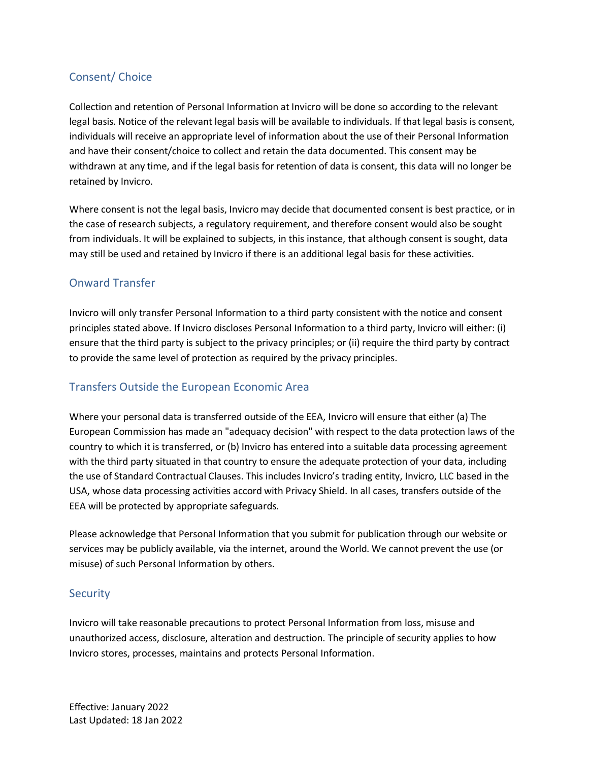## Consent/ Choice

Collection and retention of Personal Information at Invicro will be done so according to the relevant legal basis. Notice of the relevant legal basis will be available to individuals. If that legal basis is consent, individuals will receive an appropriate level of information about the use of their Personal Information and have their consent/choice to collect and retain the data documented. This consent may be withdrawn at any time, and if the legal basis for retention of data is consent, this data will no longer be retained by Invicro.

Where consent is not the legal basis, Invicro may decide that documented consent is best practice, or in the case of research subjects, a regulatory requirement, and therefore consent would also be sought from individuals. It will be explained to subjects, in this instance, that although consent is sought, data may still be used and retained by Invicro if there is an additional legal basis for these activities.

## Onward Transfer

Invicro will only transfer Personal Information to a third party consistent with the notice and consent principles stated above. If Invicro discloses Personal Information to a third party, Invicro will either: (i) ensure that the third party is subject to the privacy principles; or (ii) require the third party by contract to provide the same level of protection as required by the privacy principles.

## Transfers Outside the European Economic Area

Where your personal data is transferred outside of the EEA, Invicro will ensure that either (a) The European Commission has made an "adequacy decision" with respect to the data protection laws of the country to which it is transferred, or (b) Invicro has entered into a suitable data processing agreement with the third party situated in that country to ensure the adequate protection of your data, including the use of Standard Contractual Clauses. This includes Invicro's trading entity, Invicro, LLC based in the USA, whose data processing activities accord with Privacy Shield. In all cases, transfers outside of the EEA will be protected by appropriate safeguards.

Please acknowledge that Personal Information that you submit for publication through our website or services may be publicly available, via the internet, around the World. We cannot prevent the use (or misuse) of such Personal Information by others.

## Security

Invicro will take reasonable precautions to protect Personal Information from loss, misuse and unauthorized access, disclosure, alteration and destruction. The principle of security applies to how Invicro stores, processes, maintains and protects Personal Information.

Effective: January 2022
Last Updated: 18 Jan 2022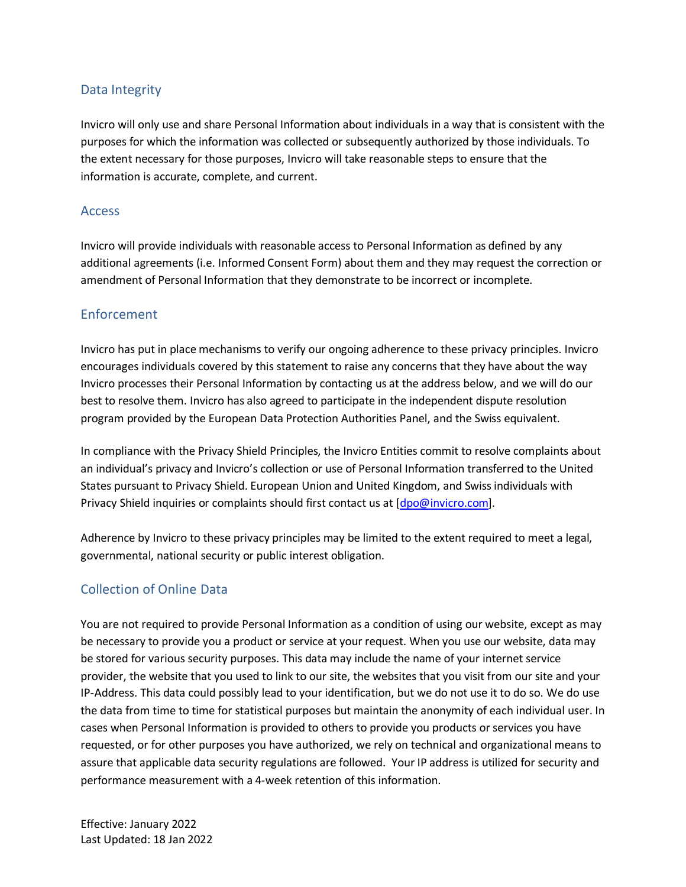## Data Integrity

Invicro will only use and share Personal Information about individuals in a way that is consistent with the purposes for which the information was collected or subsequently authorized by those individuals. To the extent necessary for those purposes, Invicro will take reasonable steps to ensure that the information is accurate, complete, and current.

## Access

Invicro will provide individuals with reasonable access to Personal Information as defined by any additional agreements (i.e. Informed Consent Form) about them and they may request the correction or amendment of Personal Information that they demonstrate to be incorrect or incomplete.

## Enforcement

Invicro has put in place mechanisms to verify our ongoing adherence to these privacy principles. Invicro encourages individuals covered by this statement to raise any concerns that they have about the way Invicro processes their Personal Information by contacting us at the address below, and we will do our best to resolve them. Invicro has also agreed to participate in the independent dispute resolution program provided by the European Data Protection Authorities Panel, and the Swiss equivalent.

In compliance with the Privacy Shield Principles, the Invicro Entities commit to resolve complaints about an individual's privacy and Invicro's collection or use of Personal Information transferred to the United States pursuant to Privacy Shield. European Union and United Kingdom, and Swiss individuals with Privacy Shield inquiries or complaints should first contact us at [dpo@invicro.com].

Adherence by Invicro to these privacy principles may be limited to the extent required to meet a legal, governmental, national security or public interest obligation.

## Collection of Online Data

You are not required to provide Personal Information as a condition of using our website, except as may be necessary to provide you a product or service at your request. When you use our website, data may be stored for various security purposes. This data may include the name of your internet service provider, the website that you used to link to our site, the websites that you visit from our site and your IP-Address. This data could possibly lead to your identification, but we do not use it to do so. We do use the data from time to time for statistical purposes but maintain the anonymity of each individual user. In cases when Personal Information is provided to others to provide you products or services you have requested, or for other purposes you have authorized, we rely on technical and organizational means to assure that applicable data security regulations are followed. Your IP address is utilized for security and performance measurement with a 4-week retention of this information.

Effective: January 2022
Last Updated: 18 Jan 2022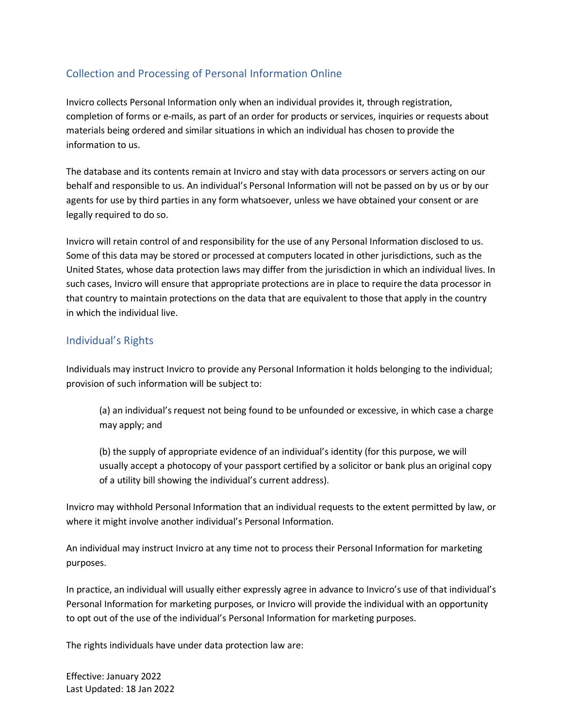## Collection and Processing of Personal Information Online

Invicro collects Personal Information only when an individual provides it, through registration, completion of forms or e-mails, as part of an order for products or services, inquiries or requests about materials being ordered and similar situations in which an individual has chosen to provide the information to us.

The database and its contents remain at Invicro and stay with data processors or servers acting on our behalf and responsible to us. An individual's Personal Information will not be passed on by us or by our agents for use by third parties in any form whatsoever, unless we have obtained your consent or are legally required to do so.

Invicro will retain control of and responsibility for the use of any Personal Information disclosed to us. Some of this data may be stored or processed at computers located in other jurisdictions, such as the United States, whose data protection laws may differ from the jurisdiction in which an individual lives. In such cases, Invicro will ensure that appropriate protections are in place to require the data processor in that country to maintain protections on the data that are equivalent to those that apply in the country in which the individual live.

## Individual's Rights

Individuals may instruct Invicro to provide any Personal Information it holds belonging to the individual; provision of such information will be subject to:

(a) an individual's request not being found to be unfounded or excessive, in which case a charge may apply; and

(b) the supply of appropriate evidence of an individual's identity (for this purpose, we will usually accept a photocopy of your passport certified by a solicitor or bank plus an original copy of a utility bill showing the individual's current address).

Invicro may withhold Personal Information that an individual requests to the extent permitted by law, or where it might involve another individual's Personal Information.

An individual may instruct Invicro at any time not to process their Personal Information for marketing purposes.

In practice, an individual will usually either expressly agree in advance to Invicro's use of that individual's Personal Information for marketing purposes, or Invicro will provide the individual with an opportunity to opt out of the use of the individual's Personal Information for marketing purposes.

The rights individuals have under data protection law are:

Effective: January 2022
Last Updated: 18 Jan 2022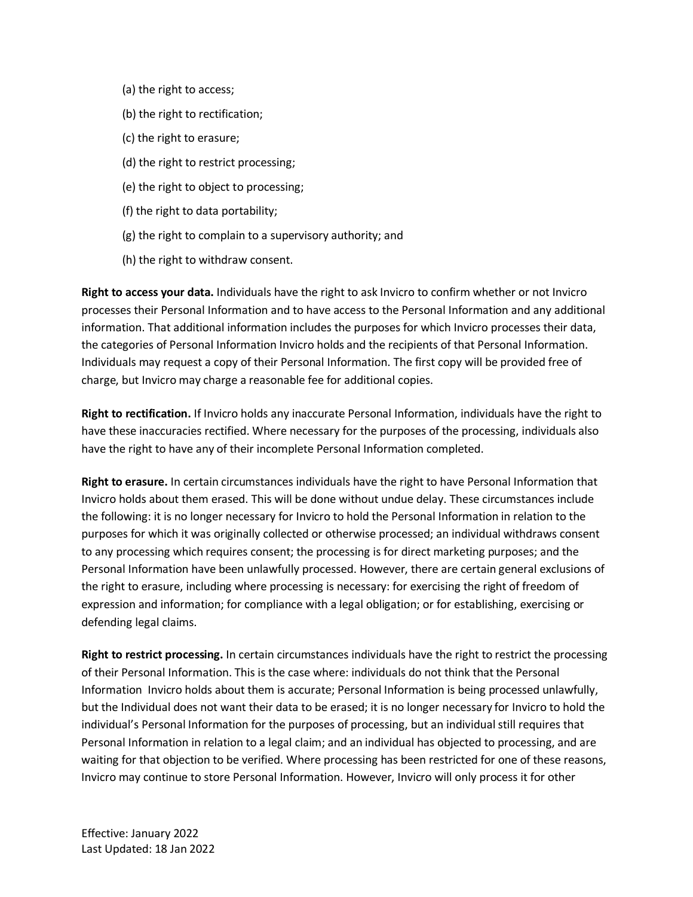(a) the right to access;

(b) the right to rectification;

(c) the right to erasure;

(d) the right to restrict processing;

(e) the right to object to processing;

(f) the right to data portability;

(g) the right to complain to a supervisory authority; and

(h) the right to withdraw consent.

**Right to access your data.** Individuals have the right to ask Invicro to confirm whether or not Invicro processes their Personal Information and to have access to the Personal Information and any additional information. That additional information includes the purposes for which Invicro processes their data, the categories of Personal Information Invicro holds and the recipients of that Personal Information. Individuals may request a copy of their Personal Information. The first copy will be provided free of charge, but Invicro may charge a reasonable fee for additional copies.

**Right to rectification.** If Invicro holds any inaccurate Personal Information, individuals have the right to have these inaccuracies rectified. Where necessary for the purposes of the processing, individuals also have the right to have any of their incomplete Personal Information completed.

**Right to erasure.** In certain circumstances individuals have the right to have Personal Information that Invicro holds about them erased. This will be done without undue delay. These circumstances include the following: it is no longer necessary for Invicro to hold the Personal Information in relation to the purposes for which it was originally collected or otherwise processed; an individual withdraws consent to any processing which requires consent; the processing is for direct marketing purposes; and the Personal Information have been unlawfully processed. However, there are certain general exclusions of the right to erasure, including where processing is necessary: for exercising the right of freedom of expression and information; for compliance with a legal obligation; or for establishing, exercising or defending legal claims.

**Right to restrict processing.** In certain circumstances individuals have the right to restrict the processing of their Personal Information. This is the case where: individuals do not think that the Personal Information Invicro holds about them is accurate; Personal Information is being processed unlawfully, but the Individual does not want their data to be erased; it is no longer necessary for Invicro to hold the individual's Personal Information for the purposes of processing, but an individual still requires that Personal Information in relation to a legal claim; and an individual has objected to processing, and are waiting for that objection to be verified. Where processing has been restricted for one of these reasons, Invicro may continue to store Personal Information. However, Invicro will only process it for other

Effective: January 2022
Last Updated: 18 Jan 2022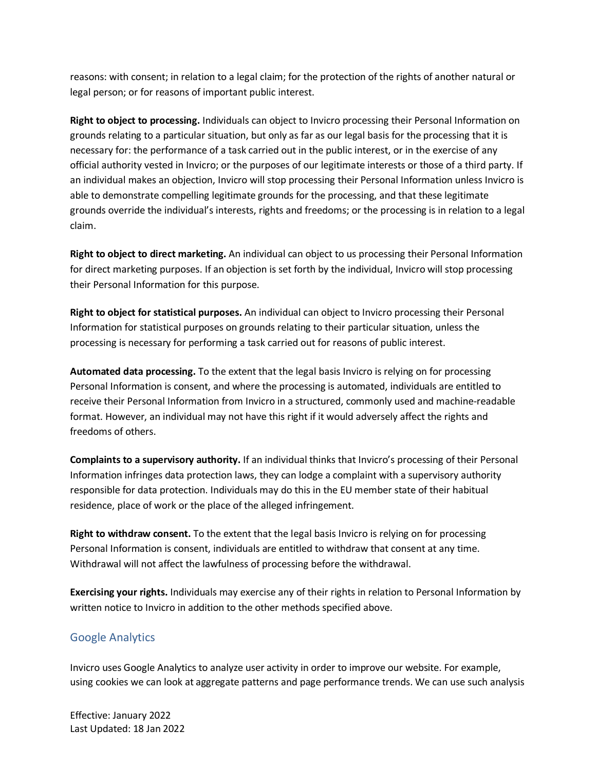reasons: with consent; in relation to a legal claim; for the protection of the rights of another natural or legal person; or for reasons of important public interest.

**Right to object to processing.** Individuals can object to Invicro processing their Personal Information on grounds relating to a particular situation, but only as far as our legal basis for the processing that it is necessary for: the performance of a task carried out in the public interest, or in the exercise of any official authority vested in Invicro; or the purposes of our legitimate interests or those of a third party. If an individual makes an objection, Invicro will stop processing their Personal Information unless Invicro is able to demonstrate compelling legitimate grounds for the processing, and that these legitimate grounds override the individual's interests, rights and freedoms; or the processing is in relation to a legal claim.

**Right to object to direct marketing.** An individual can object to us processing their Personal Information for direct marketing purposes. If an objection is set forth by the individual, Invicro will stop processing their Personal Information for this purpose.

**Right to object for statistical purposes.** An individual can object to Invicro processing their Personal Information for statistical purposes on grounds relating to their particular situation, unless the processing is necessary for performing a task carried out for reasons of public interest.

**Automated data processing.** To the extent that the legal basis Invicro is relying on for processing Personal Information is consent, and where the processing is automated, individuals are entitled to receive their Personal Information from Invicro in a structured, commonly used and machine-readable format. However, an individual may not have this right if it would adversely affect the rights and freedoms of others.

**Complaints to a supervisory authority.** If an individual thinks that Invicro's processing of their Personal Information infringes data protection laws, they can lodge a complaint with a supervisory authority responsible for data protection. Individuals may do this in the EU member state of their habitual residence, place of work or the place of the alleged infringement.

**Right to withdraw consent.** To the extent that the legal basis Invicro is relying on for processing Personal Information is consent, individuals are entitled to withdraw that consent at any time. Withdrawal will not affect the lawfulness of processing before the withdrawal.

**Exercising your rights.** Individuals may exercise any of their rights in relation to Personal Information by written notice to Invicro in addition to the other methods specified above.

## Google Analytics

Invicro uses Google Analytics to analyze user activity in order to improve our website. For example, using cookies we can look at aggregate patterns and page performance trends. We can use such analysis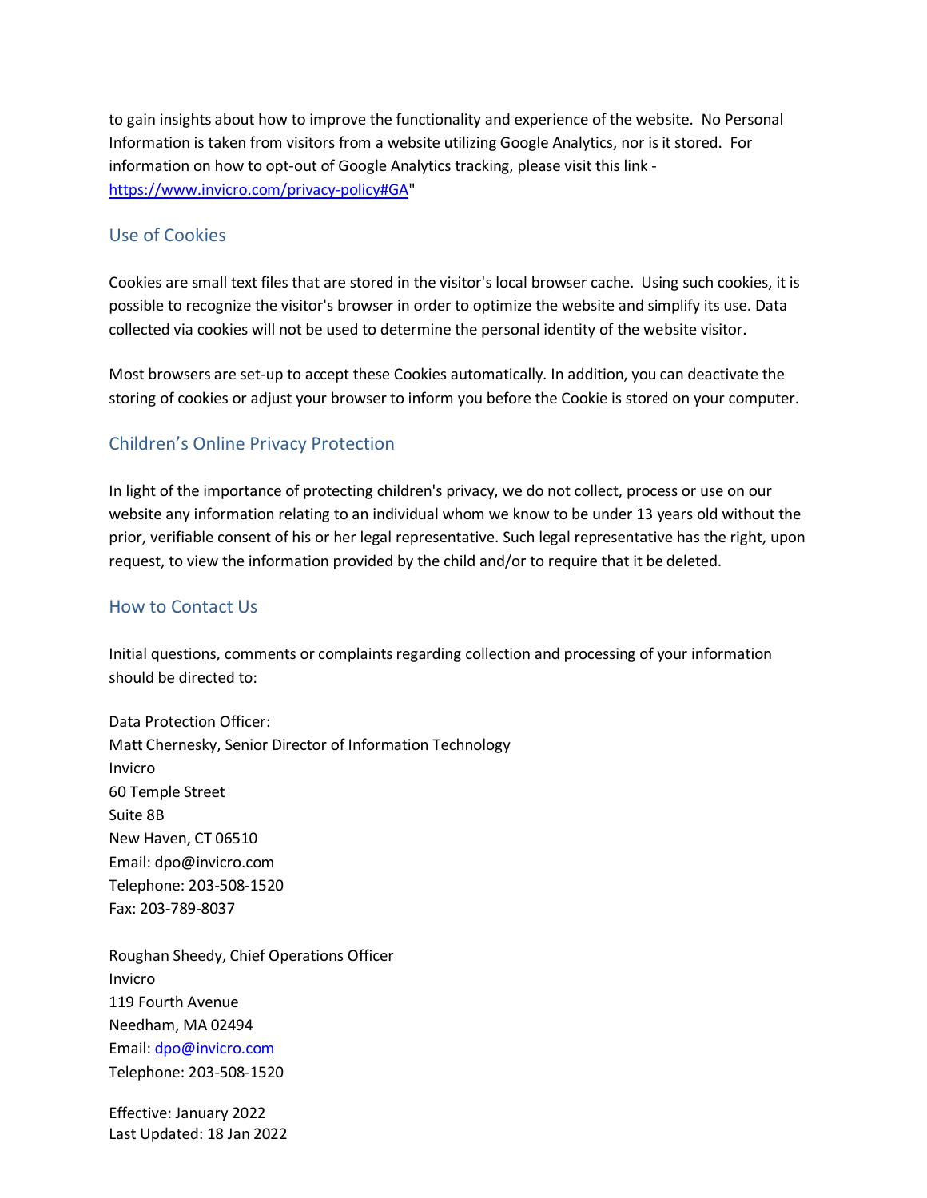to gain insights about how to improve the functionality and experience of the website. No Personal Information is taken from visitors from a website utilizing Google Analytics, nor is it stored. For information on how to opt-out of Google Analytics tracking, please visit this link - https://www.invicro.com/privacy-policy#GA"

## Use of Cookies

Cookies are small text files that are stored in the visitor's local browser cache. Using such cookies, it is possible to recognize the visitor's browser in order to optimize the website and simplify its use. Data collected via cookies will not be used to determine the personal identity of the website visitor.

Most browsers are set-up to accept these Cookies automatically. In addition, you can deactivate the storing of cookies or adjust your browser to inform you before the Cookie is stored on your computer.

## Children's Online Privacy Protection

In light of the importance of protecting children's privacy, we do not collect, process or use on our website any information relating to an individual whom we know to be under 13 years old without the prior, verifiable consent of his or her legal representative. Such legal representative has the right, upon request, to view the information provided by the child and/or to require that it be deleted.

## How to Contact Us

Initial questions, comments or complaints regarding collection and processing of your information should be directed to:

Data Protection Officer:
Matt Chernesky, Senior Director of Information Technology
Invicro
60 Temple Street
Suite 8B
New Haven, CT 06510
Email: dpo@invicro.com
Telephone: 203-508-1520
Fax: 203-789-8037

Roughan Sheedy, Chief Operations Officer
Invicro
119 Fourth Avenue
Needham, MA 02494
Email: dpo@invicro.com
Telephone: 203-508-1520

Effective: January 2022
Last Updated: 18 Jan 2022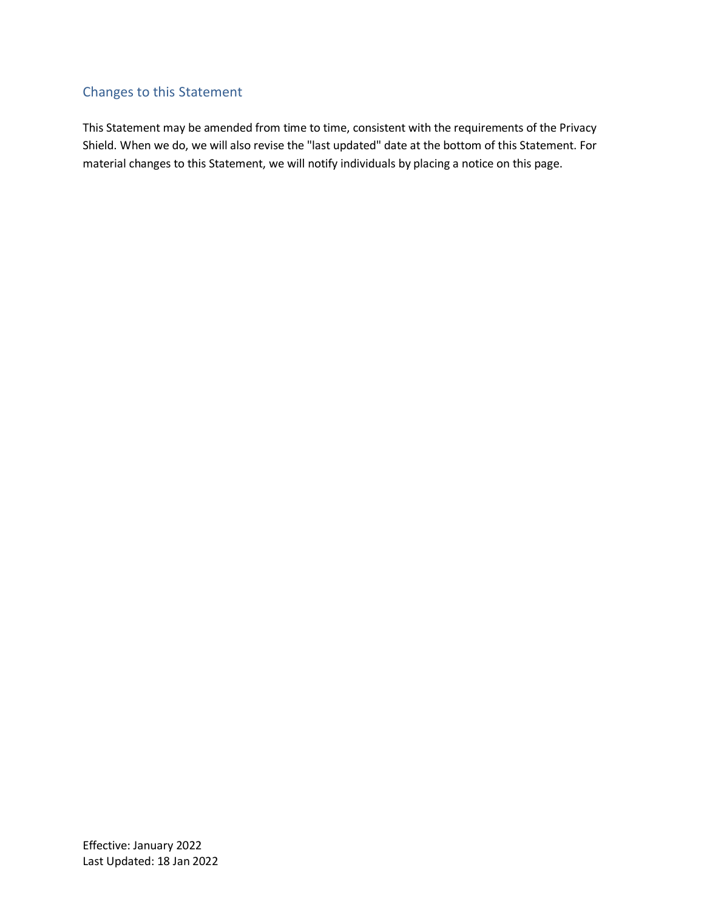## Changes to this Statement

This Statement may be amended from time to time, consistent with the requirements of the Privacy Shield. When we do, we will also revise the "last updated" date at the bottom of this Statement. For material changes to this Statement, we will notify individuals by placing a notice on this page.

Effective: January 2022
Last Updated: 18 Jan 2022